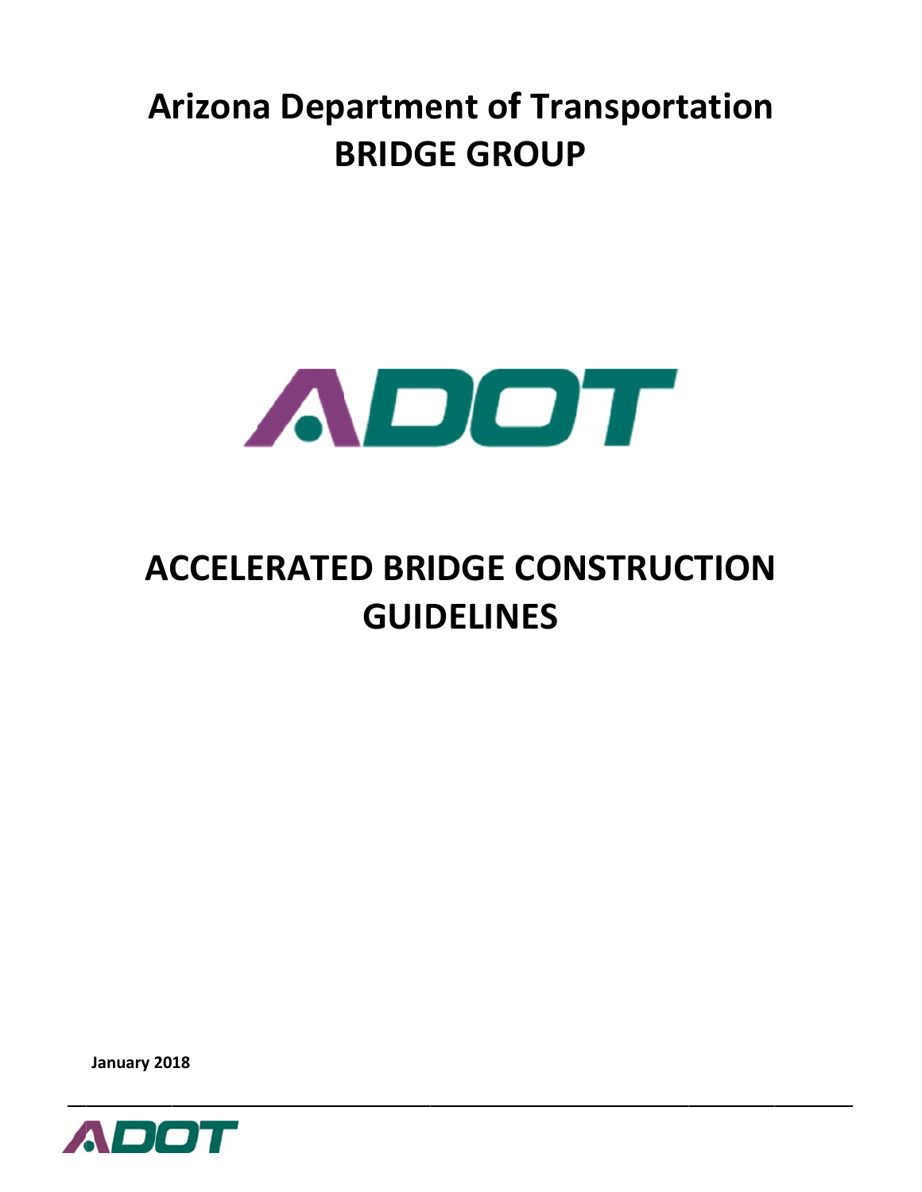# Arizona Department of Transportation
# BRIDGE GROUP

# ACCELERATED BRIDGE CONSTRUCTION GUIDELINES

**January 2018**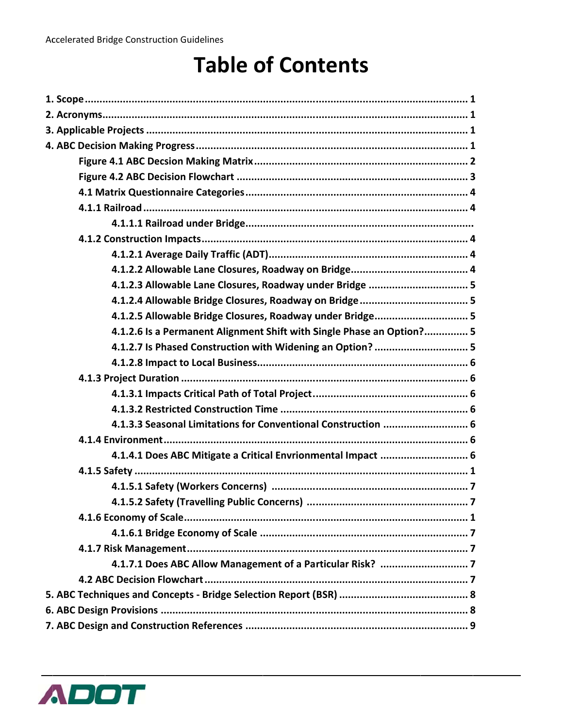# Table of Contents

1. Scope ........................................................................ 1
2. Acronyms ..................................................................... 1
3. Applicable Projects .......................................................... 1
4. ABC Decision Making Progress ................................................. 1
    - Figure 4.1 ABC Decsion Making Matrix ...................................... 2
    - Figure 4.2 ABC Decision Flowchart .......................................... 3
    - 4.1 Matrix Questionnaire Categories ........................................ 4
    - 4.1.1 Railroad ............................................................. 4
        - 4.1.1.1 Railroad under Bridge ............................................
    - 4.1.2 Construction Impacts ................................................. 4
        - 4.1.2.1 Average Daily Traffic (ADT) ...................................... 4
        - 4.1.2.2 Allowable Lane Closures, Roadway on Bridge ........................ 4
        - 4.1.2.3 Allowable Lane Closures, Roadway under Bridge ..................... 5
        - 4.1.2.4 Allowable Bridge Closures, Roadway on Bridge ...................... 5
        - 4.1.2.5 Allowable Bridge Closures, Roadway under Bridge ................... 5
        - 4.1.2.6 Is a Permanent Alignment Shift with Single Phase an Option? ....... 5
        - 4.1.2.7 Is Phased Construction with Widening an Option? .................. 5
        - 4.1.2.8 Impact to Local Business ......................................... 6
    - 4.1.3 Project Duration ..................................................... 6
        - 4.1.3.1 Impacts Critical Path of Total Project ............................ 6
        - 4.1.3.2 Restricted Construction Time ...................................... 6
        - 4.1.3.3 Seasonal Limitations for Conventional Construction ................ 6
    - 4.1.4 Environment .......................................................... 6
        - 4.1.4.1 Does ABC Mitigate a Critical Envrionmental Impact ................. 6
    - 4.1.5 Safety ............................................................... 1
        - 4.1.5.1 Safety (Workers Concerns) ......................................... 7
        - 4.1.5.2 Safety (Travelling Public Concerns) ............................... 7
    - 4.1.6 Economy of Scale ..................................................... 1
        - 4.1.6.1 Bridge Economy of Scale ........................................... 7
    - 4.1.7 Risk Management ...................................................... 7
        - 4.1.7.1 Does ABC Allow Management of a Particular Risk? ................... 7
    - 4.2 ABC Decision Flowchart ................................................. 7
5. ABC Techniques and Concepts - Bridge Selection Report (BSR) ................... 8
6. ABC Design Provisions ........................................................ 8
7. ABC Design and Construction References ....................................... 9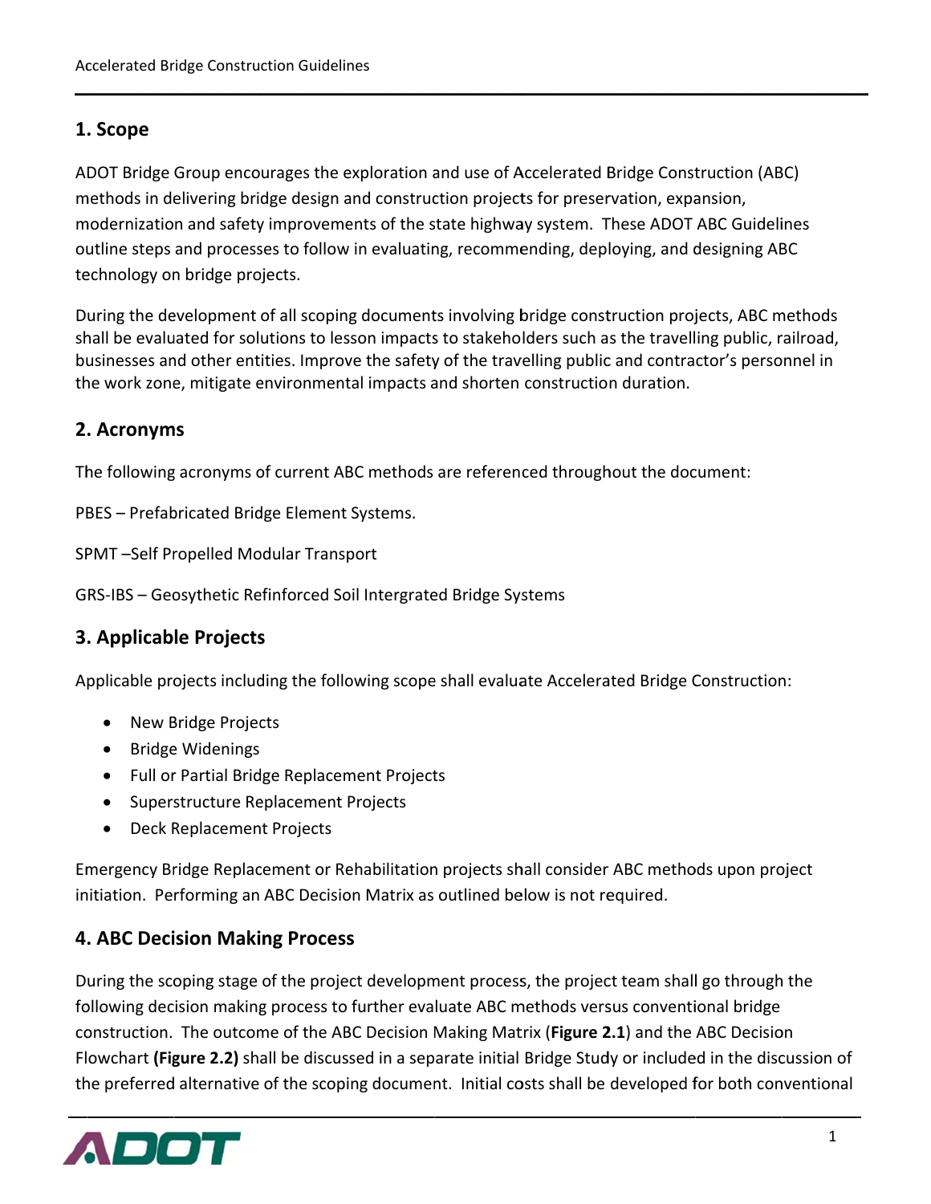## 1. Scope

ADOT Bridge Group encourages the exploration and use of Accelerated Bridge Construction (ABC) methods in delivering bridge design and construction projects for preservation, expansion, modernization and safety improvements of the state highway system. These ADOT ABC Guidelines outline steps and processes to follow in evaluating, recommending, deploying, and designing ABC technology on bridge projects.

During the development of all scoping documents involving bridge construction projects, ABC methods shall be evaluated for solutions to lesson impacts to stakeholders such as the travelling public, railroad, businesses and other entities. Improve the safety of the travelling public and contractor's personnel in the work zone, mitigate environmental impacts and shorten construction duration.

## 2. Acronyms

The following acronyms of current ABC methods are referenced throughout the document:

PBES – Prefabricated Bridge Element Systems.

SPMT –Self Propelled Modular Transport

GRS-IBS – Geosythetic Refinforced Soil Intergrated Bridge Systems

## 3. Applicable Projects

Applicable projects including the following scope shall evaluate Accelerated Bridge Construction:

- New Bridge Projects
- Bridge Widenings
- Full or Partial Bridge Replacement Projects
- Superstructure Replacement Projects
- Deck Replacement Projects

Emergency Bridge Replacement or Rehabilitation projects shall consider ABC methods upon project initiation. Performing an ABC Decision Matrix as outlined below is not required.

## 4. ABC Decision Making Process

During the scoping stage of the project development process, the project team shall go through the following decision making process to further evaluate ABC methods versus conventional bridge construction. The outcome of the ABC Decision Making Matrix (**Figure 2.1**) and the ABC Decision Flowchart **(Figure 2.2)** shall be discussed in a separate initial Bridge Study or included in the discussion of the preferred alternative of the scoping document. Initial costs shall be developed for both conventional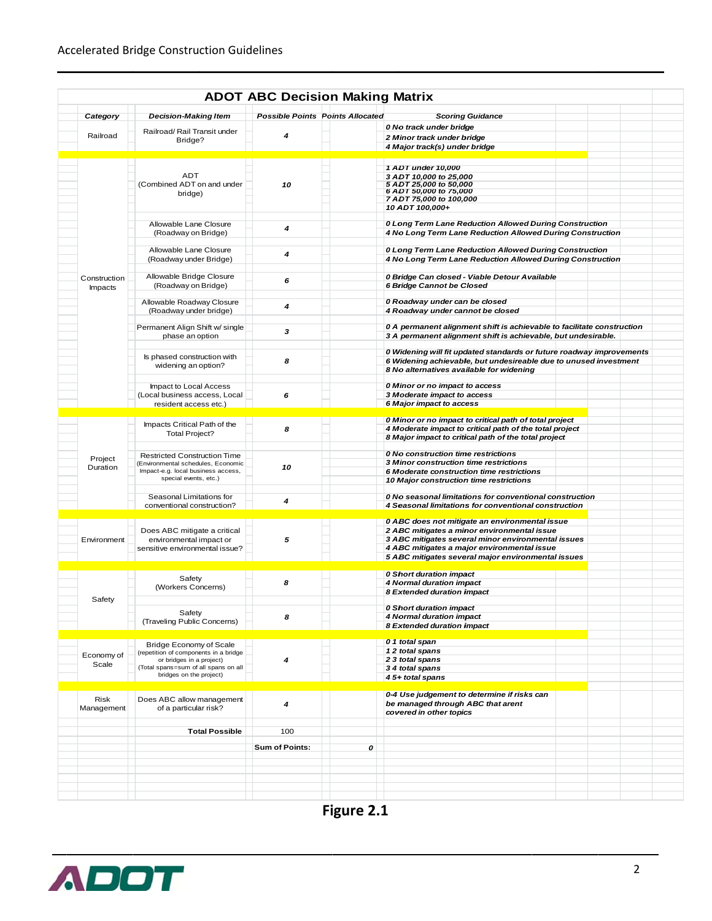## ADOT ABC Decision Making Matrix

| Category | Decision-Making Item | Possible Points | Points Allocated | Scoring Guidance |
|---|---|---|---|---|
| Railroad | Railroad/ Rail Transit under Bridge? | 4 | | *0 No track under bridge*<br>*2 Minor track under bridge*<br>*4 Major track(s) under bridge* |
| Construction Impacts | ADT (Combined ADT on and under bridge) | 10 | | *1 ADT under 10,000*<br>*3 ADT 10,000 to 25,000*<br>*5 ADT 25,000 to 50,000*<br>*6 ADT 50,000 to 75,000*<br>*7 ADT 75,000 to 100,000*<br>*10 ADT 100,000+* |
| | Allowable Lane Closure (Roadway on Bridge) | 4 | | *0 Long Term Lane Reduction Allowed During Construction*<br>*4 No Long Term Lane Reduction Allowed During Construction* |
| | Allowable Lane Closure (Roadway under Bridge) | 4 | | *0 Long Term Lane Reduction Allowed During Construction*<br>*4 No Long Term Lane Reduction Allowed During Construction* |
| | Allowable Bridge Closure (Roadway on Bridge) | 6 | | *0 Bridge Can closed - Viable Detour Available*<br>*6 Bridge Cannot be Closed* |
| | Allowable Roadway Closure (Roadway under bridge) | 4 | | *0 Roadway under can be closed*<br>*4 Roadway under cannot be closed* |
| | Permanent Align Shift w/ single phase an option | 3 | | *0 A permanent alignment shift is achievable to facilitate construction*<br>*3 A permanent alignment shift is achievable, but undesirable.* |
| | Is phased construction with widening an option? | 8 | | *0 Widening will fit updated standards or future roadway improvements*<br>*6 Widening achievable, but undesirable due to unused investment*<br>*8 No alternatives available for widening* |
| | Impact to Local Access (Local business access, Local resident access etc.) | 6 | | *0 Minor or no impact to access*<br>*3 Moderate impact to access*<br>*6 Major impact to access* |
| Project Duration | Impacts Critical Path of the Total Project? | 8 | | *0 Minor or no impact to critical path of total project*<br>*4 Moderate impact to critical path of the total project*<br>*8 Major impact to critical path of the total project* |
| | Restricted Construction Time (Environmental schedules, Economic Impact-e.g. local business access, special events, etc.) | 10 | | *0 No construction time restrictions*<br>*3 Minor construction time restrictions*<br>*6 Moderate construction time restrictions*<br>*10 Major construction time restrictions* |
| | Seasonal Limitations for conventional construction? | 4 | | *0 No seasonal limitations for conventional construction*<br>*4 Seasonal limitations for conventional construction* |
| Environment | Does ABC mitigate a critical environmental impact or sensitive environmental issue? | 5 | | *0 ABC does not mitigate an environmental issue*<br>*2 ABC mitigates a minor environmental issue*<br>*3 ABC mitigates several minor environmental issues*<br>*4 ABC mitigates a major environmental issue*<br>*5 ABC mitigates several major environmental issues* |
| Safety | Safety (Workers Concerns) | 8 | | *0 Short duration impact*<br>*4 Normal duration impact*<br>*8 Extended duration impact* |
| | Safety (Traveling Public Concerns) | 8 | | *0 Short duration impact*<br>*4 Normal duration impact*<br>*8 Extended duration impact* |
| Economy of Scale | Bridge Economy of Scale (repetition of components in a bridge or bridges in a project) (Total spans=sum of all spans on all bridges on the project) | 4 | | *0 1 total span*<br>*1 2 total spans*<br>*2 3 total spans*<br>*3 4 total spans*<br>*4 5+ total spans* |
| Risk Management | Does ABC allow management of a particular risk? | 4 | | *0-4 Use judgement to determine if risks can be managed through ABC that arent covered in other topics* |
| | **Total Possible** | 100 | | |
| | | **Sum of Points:** | ***0*** | |

**Figure 2.1**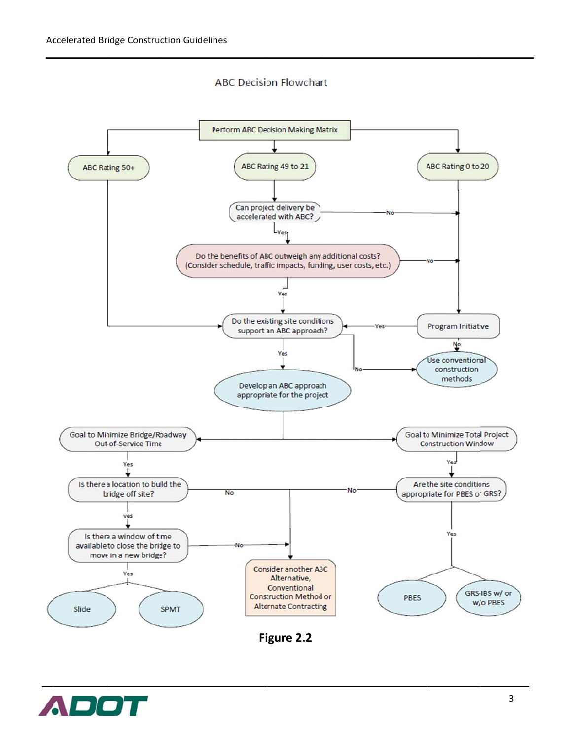ABC Decision Flowchart

Perform ABC Decision Making Matrix

ABC Rating 50+

ABC Rating 49 to 21

ABC Rating 0 to 20

Can project delivery be accelerated with ABC?

No

Yes

Do the benefits of ABC outweigh any additional costs? (Consider schedule, traffic impacts, funding, user costs, etc.)

No

Yes

Do the existing site conditions support an ABC approach?

Yes

Program Initiative

No

No

Yes

Use conventional construction methods

Develop an ABC approach appropriate for the project

Goal to Minimize Bridge/Roadway Out-of-Service Time

Goal to Minimize Total Project Construction Window

Yes

Yes

Is there a location to build the bridge off site?

No

No

Are the site conditions appropriate for PBES or GRS?

yes

Yes

Is there a window of time available to close the bridge to move in a new bridge?

No

Consider another ABC Alternative, Conventional Construction Method or Alternate Contracting

Yes

Slide

SPMT

PBES

GRS-IBS w/ or w/o PBES

**Figure 2.2**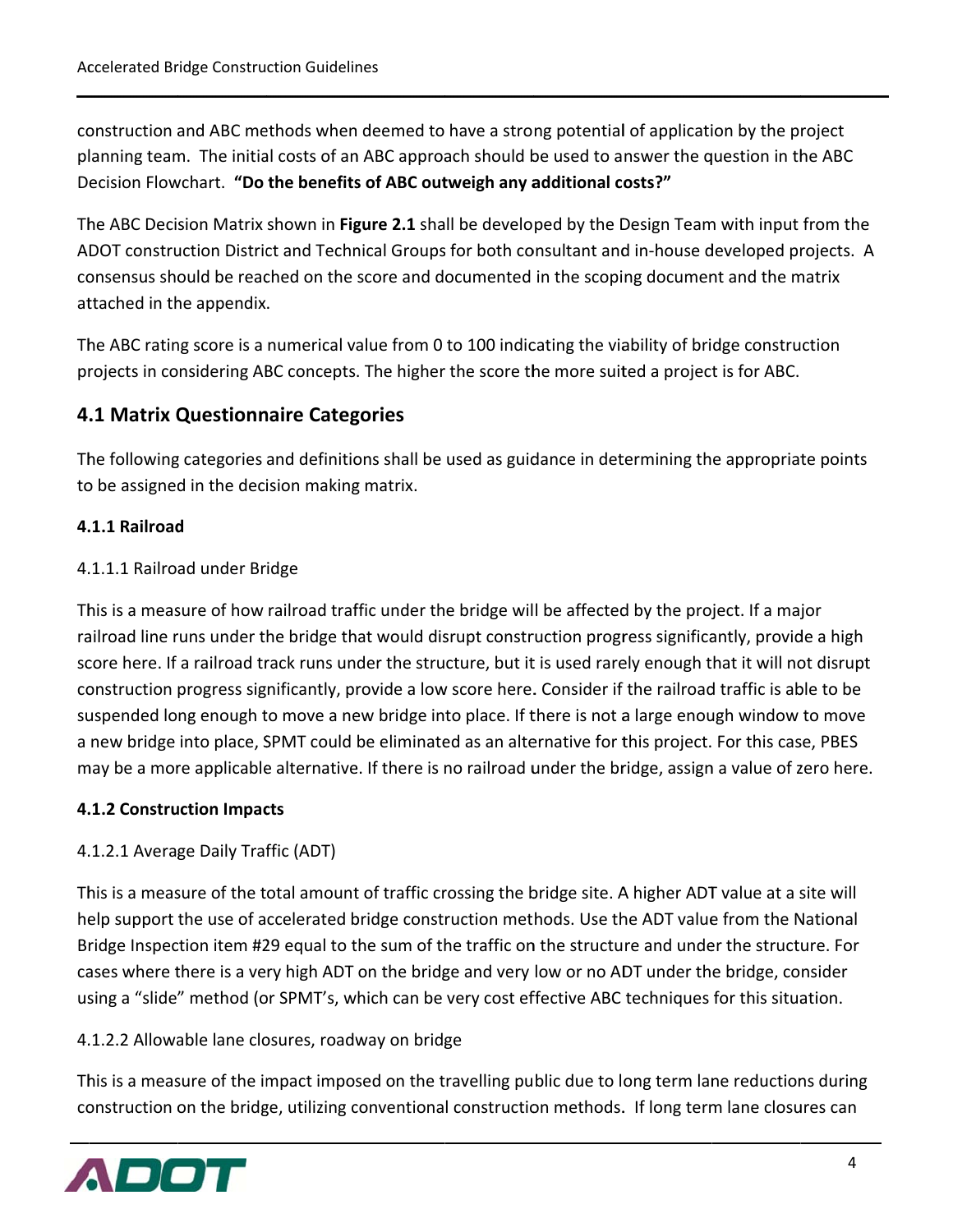construction and ABC methods when deemed to have a strong potential of application by the project planning team. The initial costs of an ABC approach should be used to answer the question in the ABC Decision Flowchart. **"Do the benefits of ABC outweigh any additional costs?"**

The ABC Decision Matrix shown in **Figure 2.1** shall be developed by the Design Team with input from the ADOT construction District and Technical Groups for both consultant and in-house developed projects. A consensus should be reached on the score and documented in the scoping document and the matrix attached in the appendix.

The ABC rating score is a numerical value from 0 to 100 indicating the viability of bridge construction projects in considering ABC concepts. The higher the score the more suited a project is for ABC.

## 4.1 Matrix Questionnaire Categories

The following categories and definitions shall be used as guidance in determining the appropriate points to be assigned in the decision making matrix.

### 4.1.1 Railroad

4.1.1.1 Railroad under Bridge

This is a measure of how railroad traffic under the bridge will be affected by the project. If a major railroad line runs under the bridge that would disrupt construction progress significantly, provide a high score here. If a railroad track runs under the structure, but it is used rarely enough that it will not disrupt construction progress significantly, provide a low score here. Consider if the railroad traffic is able to be suspended long enough to move a new bridge into place. If there is not a large enough window to move a new bridge into place, SPMT could be eliminated as an alternative for this project. For this case, PBES may be a more applicable alternative. If there is no railroad under the bridge, assign a value of zero here.

### 4.1.2 Construction Impacts

4.1.2.1 Average Daily Traffic (ADT)

This is a measure of the total amount of traffic crossing the bridge site. A higher ADT value at a site will help support the use of accelerated bridge construction methods. Use the ADT value from the National Bridge Inspection item #29 equal to the sum of the traffic on the structure and under the structure. For cases where there is a very high ADT on the bridge and very low or no ADT under the bridge, consider using a "slide" method (or SPMT's, which can be very cost effective ABC techniques for this situation.

4.1.2.2 Allowable lane closures, roadway on bridge

This is a measure of the impact imposed on the travelling public due to long term lane reductions during construction on the bridge, utilizing conventional construction methods. If long term lane closures can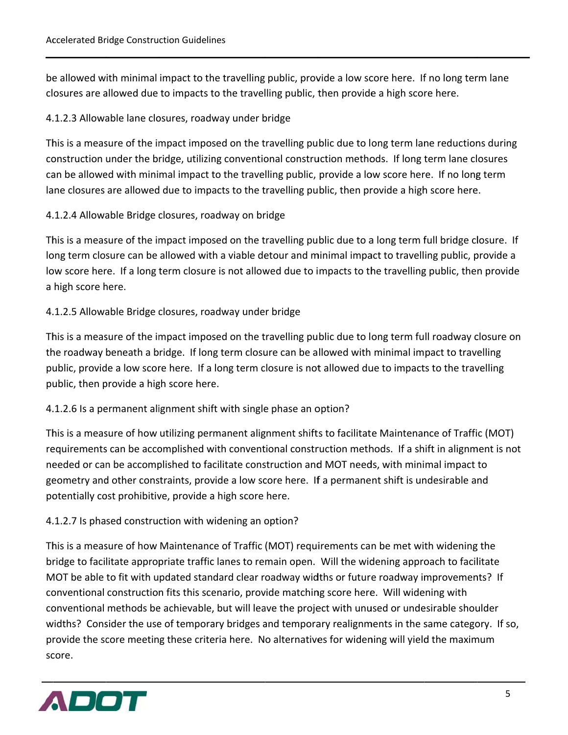be allowed with minimal impact to the travelling public, provide a low score here. If no long term lane closures are allowed due to impacts to the travelling public, then provide a high score here.

#### 4.1.2.3 Allowable lane closures, roadway under bridge

This is a measure of the impact imposed on the travelling public due to long term lane reductions during construction under the bridge, utilizing conventional construction methods. If long term lane closures can be allowed with minimal impact to the travelling public, provide a low score here. If no long term lane closures are allowed due to impacts to the travelling public, then provide a high score here.

#### 4.1.2.4 Allowable Bridge closures, roadway on bridge

This is a measure of the impact imposed on the travelling public due to a long term full bridge closure. If long term closure can be allowed with a viable detour and minimal impact to travelling public, provide a low score here. If a long term closure is not allowed due to impacts to the travelling public, then provide a high score here.

#### 4.1.2.5 Allowable Bridge closures, roadway under bridge

This is a measure of the impact imposed on the travelling public due to long term full roadway closure on the roadway beneath a bridge. If long term closure can be allowed with minimal impact to travelling public, provide a low score here. If a long term closure is not allowed due to impacts to the travelling public, then provide a high score here.

#### 4.1.2.6 Is a permanent alignment shift with single phase an option?

This is a measure of how utilizing permanent alignment shifts to facilitate Maintenance of Traffic (MOT) requirements can be accomplished with conventional construction methods. If a shift in alignment is not needed or can be accomplished to facilitate construction and MOT needs, with minimal impact to geometry and other constraints, provide a low score here. If a permanent shift is undesirable and potentially cost prohibitive, provide a high score here.

#### 4.1.2.7 Is phased construction with widening an option?

This is a measure of how Maintenance of Traffic (MOT) requirements can be met with widening the bridge to facilitate appropriate traffic lanes to remain open. Will the widening approach to facilitate MOT be able to fit with updated standard clear roadway widths or future roadway improvements? If conventional construction fits this scenario, provide matching score here. Will widening with conventional methods be achievable, but will leave the project with unused or undesirable shoulder widths? Consider the use of temporary bridges and temporary realignments in the same category. If so, provide the score meeting these criteria here. No alternatives for widening will yield the maximum score.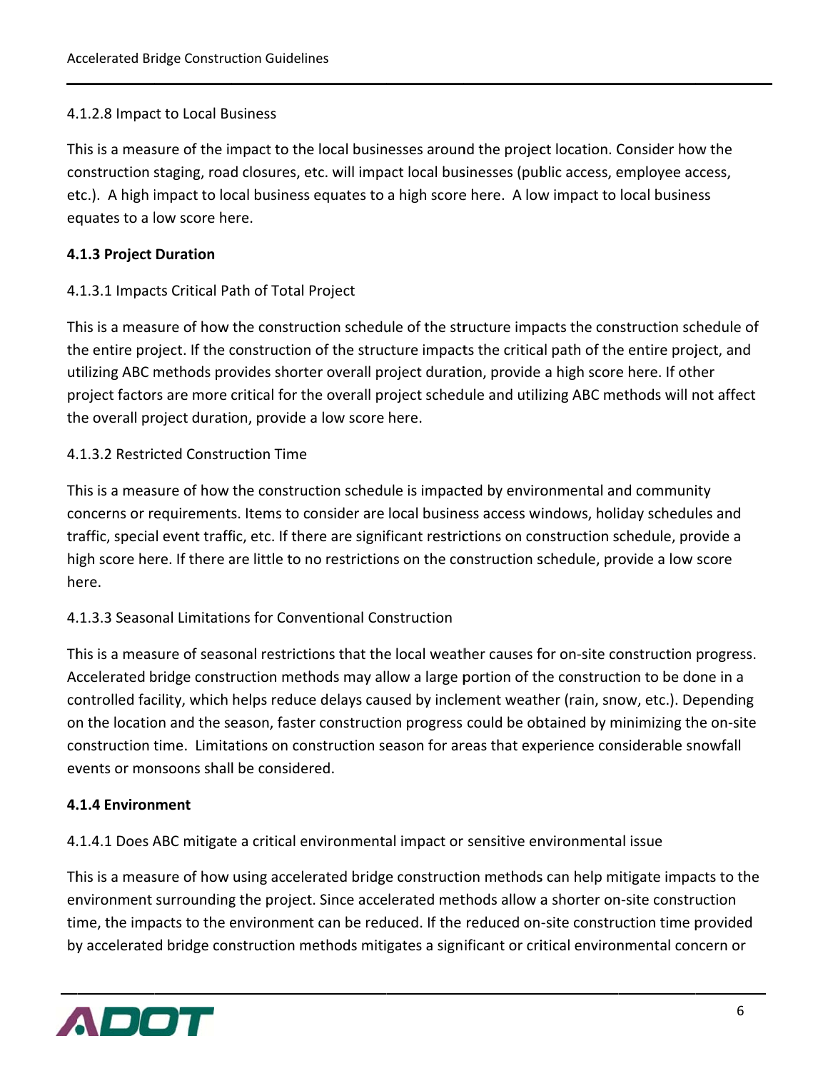4.1.2.8 Impact to Local Business

This is a measure of the impact to the local businesses around the project location. Consider how the construction staging, road closures, etc. will impact local businesses (public access, employee access, etc.). A high impact to local business equates to a high score here. A low impact to local business equates to a low score here.

**4.1.3 Project Duration**

4.1.3.1 Impacts Critical Path of Total Project

This is a measure of how the construction schedule of the structure impacts the construction schedule of the entire project. If the construction of the structure impacts the critical path of the entire project, and utilizing ABC methods provides shorter overall project duration, provide a high score here. If other project factors are more critical for the overall project schedule and utilizing ABC methods will not affect the overall project duration, provide a low score here.

4.1.3.2 Restricted Construction Time

This is a measure of how the construction schedule is impacted by environmental and community concerns or requirements. Items to consider are local business access windows, holiday schedules and traffic, special event traffic, etc. If there are significant restrictions on construction schedule, provide a high score here. If there are little to no restrictions on the construction schedule, provide a low score here.

4.1.3.3 Seasonal Limitations for Conventional Construction

This is a measure of seasonal restrictions that the local weather causes for on-site construction progress. Accelerated bridge construction methods may allow a large portion of the construction to be done in a controlled facility, which helps reduce delays caused by inclement weather (rain, snow, etc.). Depending on the location and the season, faster construction progress could be obtained by minimizing the on-site construction time. Limitations on construction season for areas that experience considerable snowfall events or monsoons shall be considered.

**4.1.4 Environment**

4.1.4.1 Does ABC mitigate a critical environmental impact or sensitive environmental issue

This is a measure of how using accelerated bridge construction methods can help mitigate impacts to the environment surrounding the project. Since accelerated methods allow a shorter on-site construction time, the impacts to the environment can be reduced. If the reduced on-site construction time provided by accelerated bridge construction methods mitigates a significant or critical environmental concern or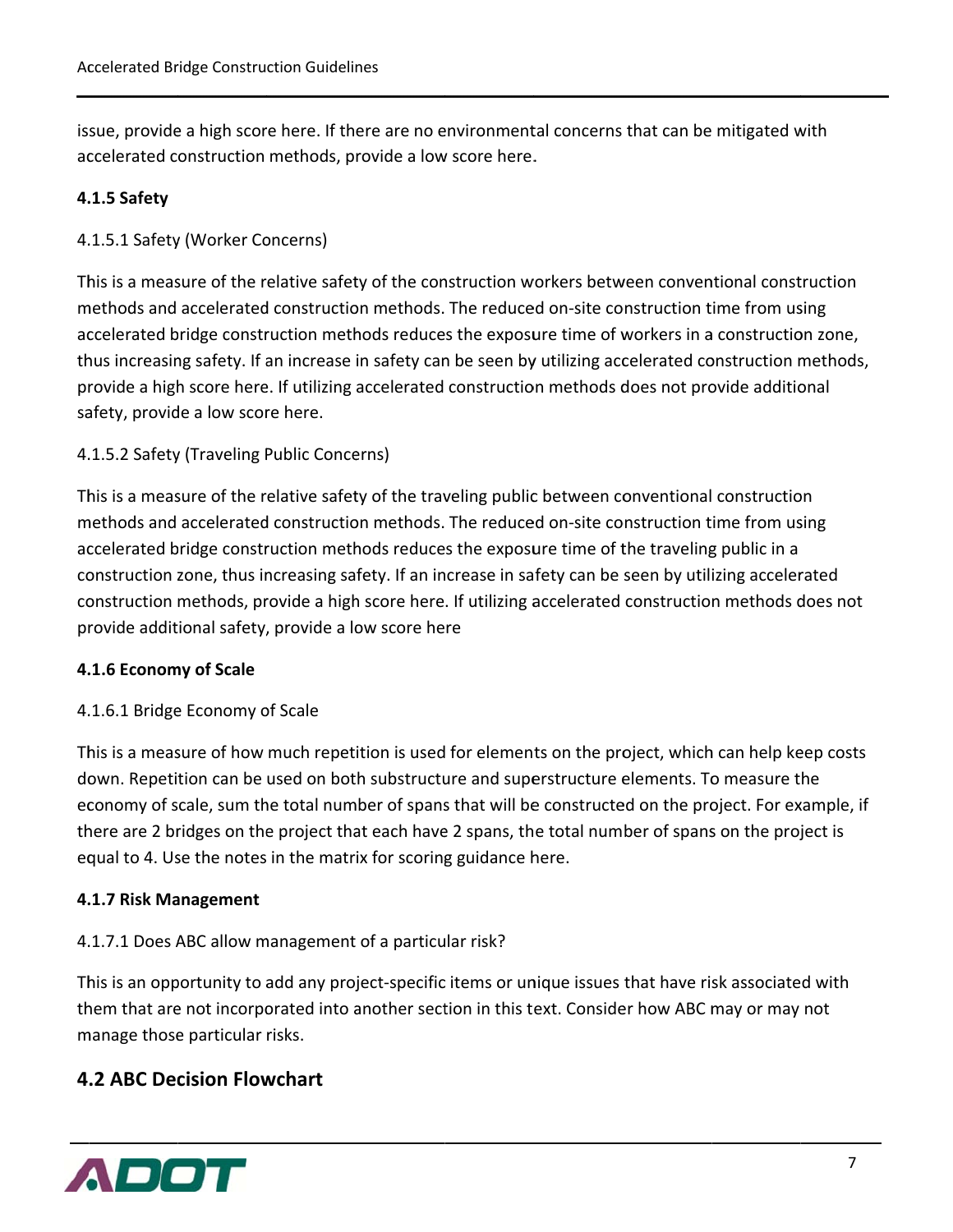issue, provide a high score here. If there are no environmental concerns that can be mitigated with accelerated construction methods, provide a low score here.

#### 4.1.5 Safety

4.1.5.1 Safety (Worker Concerns)

This is a measure of the relative safety of the construction workers between conventional construction methods and accelerated construction methods. The reduced on-site construction time from using accelerated bridge construction methods reduces the exposure time of workers in a construction zone, thus increasing safety. If an increase in safety can be seen by utilizing accelerated construction methods, provide a high score here. If utilizing accelerated construction methods does not provide additional safety, provide a low score here.

4.1.5.2 Safety (Traveling Public Concerns)

This is a measure of the relative safety of the traveling public between conventional construction methods and accelerated construction methods. The reduced on-site construction time from using accelerated bridge construction methods reduces the exposure time of the traveling public in a construction zone, thus increasing safety. If an increase in safety can be seen by utilizing accelerated construction methods, provide a high score here. If utilizing accelerated construction methods does not provide additional safety, provide a low score here

#### 4.1.6 Economy of Scale

4.1.6.1 Bridge Economy of Scale

This is a measure of how much repetition is used for elements on the project, which can help keep costs down. Repetition can be used on both substructure and superstructure elements. To measure the economy of scale, sum the total number of spans that will be constructed on the project. For example, if there are 2 bridges on the project that each have 2 spans, the total number of spans on the project is equal to 4. Use the notes in the matrix for scoring guidance here.

#### 4.1.7 Risk Management

4.1.7.1 Does ABC allow management of a particular risk?

This is an opportunity to add any project-specific items or unique issues that have risk associated with them that are not incorporated into another section in this text. Consider how ABC may or may not manage those particular risks.

## 4.2 ABC Decision Flowchart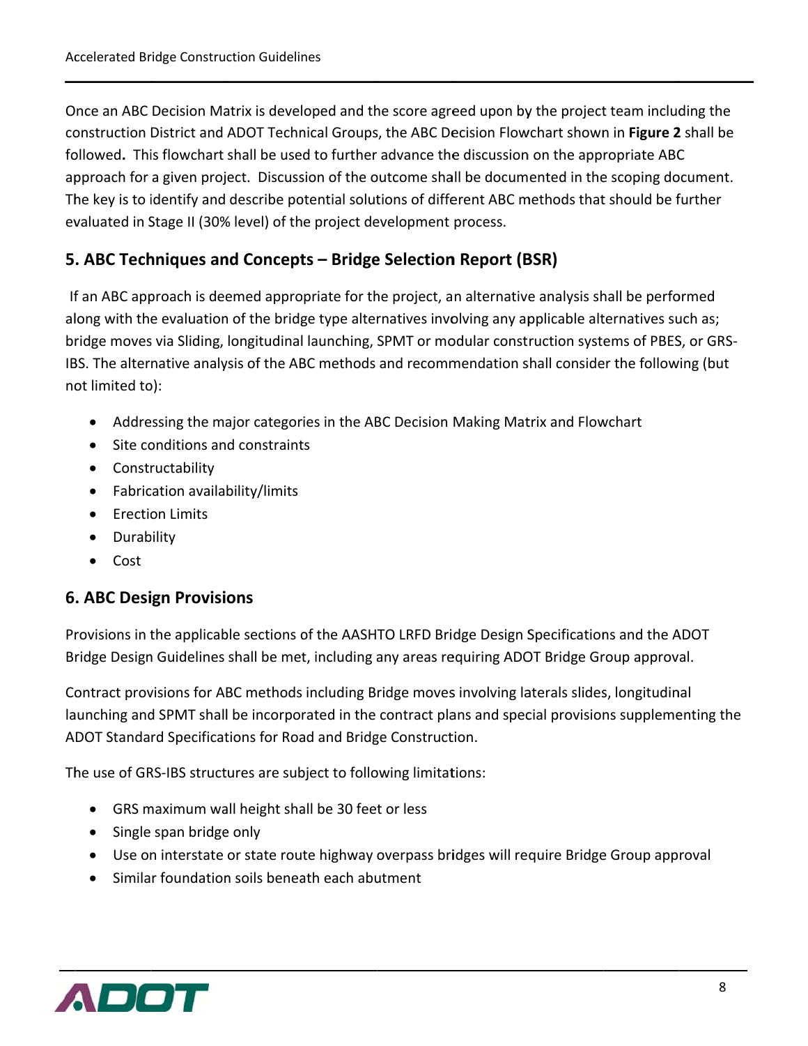Once an ABC Decision Matrix is developed and the score agreed upon by the project team including the construction District and ADOT Technical Groups, the ABC Decision Flowchart shown in **Figure 2** shall be followed**.** This flowchart shall be used to further advance the discussion on the appropriate ABC approach for a given project. Discussion of the outcome shall be documented in the scoping document. The key is to identify and describe potential solutions of different ABC methods that should be further evaluated in Stage II (30% level) of the project development process.

## 5. ABC Techniques and Concepts – Bridge Selection Report (BSR)

If an ABC approach is deemed appropriate for the project, an alternative analysis shall be performed along with the evaluation of the bridge type alternatives involving any applicable alternatives such as; bridge moves via Sliding, longitudinal launching, SPMT or modular construction systems of PBES, or GRS-IBS. The alternative analysis of the ABC methods and recommendation shall consider the following (but not limited to):

- Addressing the major categories in the ABC Decision Making Matrix and Flowchart
- Site conditions and constraints
- Constructability
- Fabrication availability/limits
- Erection Limits
- Durability
- Cost

## 6. ABC Design Provisions

Provisions in the applicable sections of the AASHTO LRFD Bridge Design Specifications and the ADOT Bridge Design Guidelines shall be met, including any areas requiring ADOT Bridge Group approval.

Contract provisions for ABC methods including Bridge moves involving laterals slides, longitudinal launching and SPMT shall be incorporated in the contract plans and special provisions supplementing the ADOT Standard Specifications for Road and Bridge Construction.

The use of GRS-IBS structures are subject to following limitations:

- GRS maximum wall height shall be 30 feet or less
- Single span bridge only
- Use on interstate or state route highway overpass bridges will require Bridge Group approval
- Similar foundation soils beneath each abutment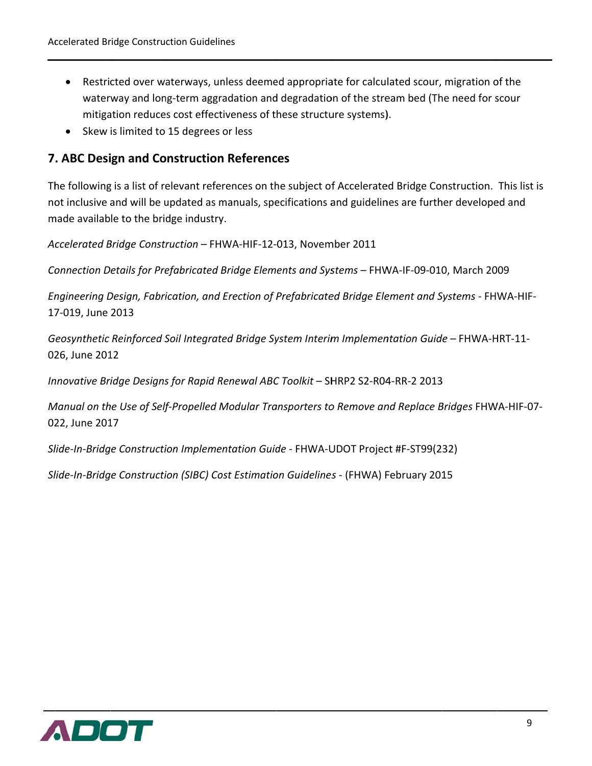- Restricted over waterways, unless deemed appropriate for calculated scour, migration of the waterway and long-term aggradation and degradation of the stream bed (The need for scour mitigation reduces cost effectiveness of these structure systems).
- Skew is limited to 15 degrees or less

## 7. ABC Design and Construction References

The following is a list of relevant references on the subject of Accelerated Bridge Construction. This list is not inclusive and will be updated as manuals, specifications and guidelines are further developed and made available to the bridge industry.

*Accelerated Bridge Construction* – FHWA-HIF-12-013, November 2011

*Connection Details for Prefabricated Bridge Elements and Systems* – FHWA-IF-09-010, March 2009

*Engineering Design, Fabrication, and Erection of Prefabricated Bridge Element and Systems* - FHWA-HIF-17-019, June 2013

*Geosynthetic Reinforced Soil Integrated Bridge System Interim Implementation Guide* – FHWA-HRT-11-026, June 2012

*Innovative Bridge Designs for Rapid Renewal ABC Toolkit* – SHRP2 S2-R04-RR-2 2013

*Manual on the Use of Self-Propelled Modular Transporters to Remove and Replace Bridges* FHWA-HIF-07-022, June 2017

*Slide-In-Bridge Construction Implementation Guide* - FHWA-UDOT Project #F-ST99(232)

*Slide-In-Bridge Construction (SIBC) Cost Estimation Guidelines* - (FHWA) February 2015